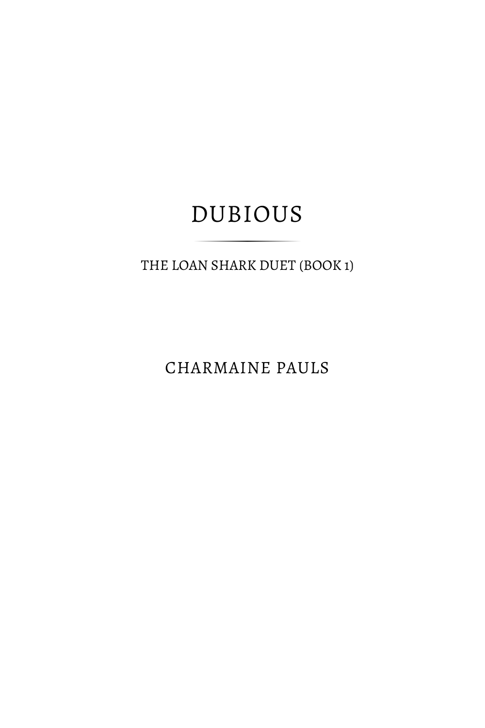# DUBIOUS

THE LOAN SHARK DUET (BOOK 1)

CHARMAINE PAULS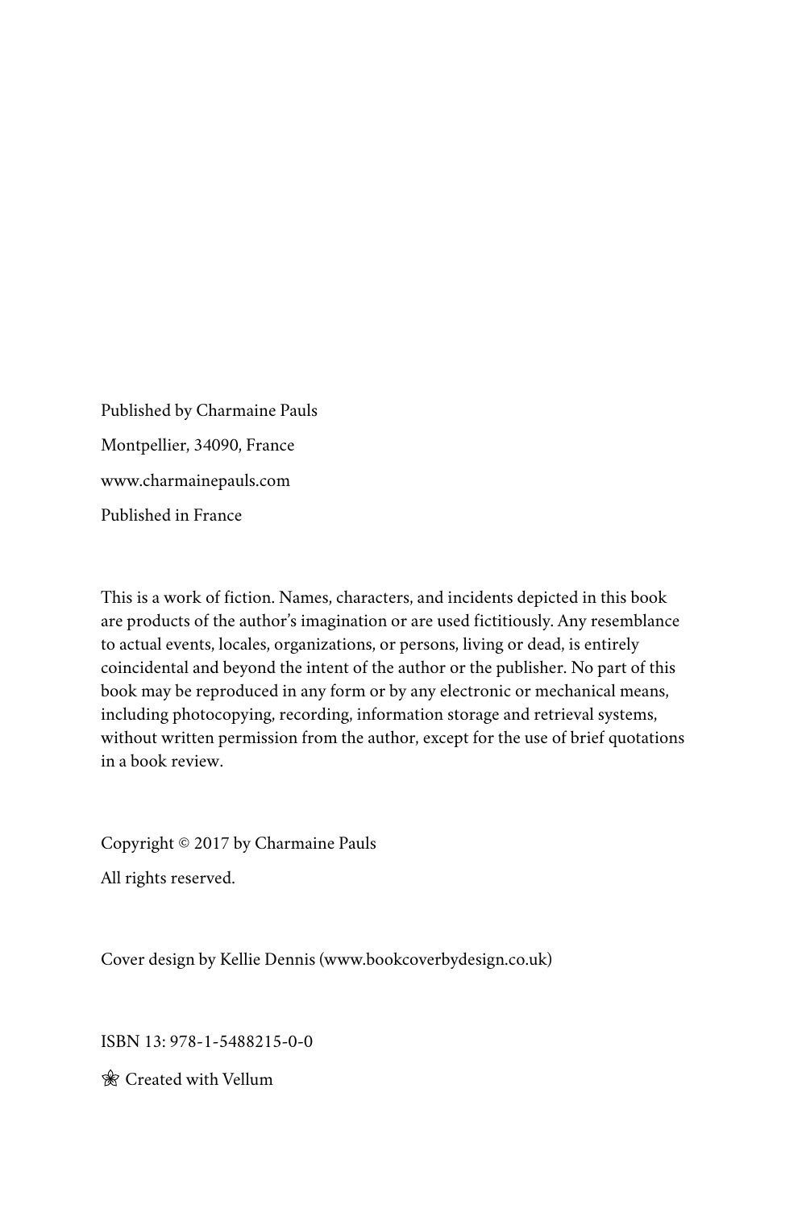Published by Charmaine Pauls

Montpellier, 34090, France

www.charmainepauls.com

Published in France

This is a work of fiction. Names, characters, and incidents depicted in this book are products of the author's imagination or are used fictitiously. Any resemblance to actual events, locales, organizations, or persons, living or dead, is entirely coincidental and beyond the intent of the author or the publisher. No part of this book may be reproduced in any form or by any electronic or mechanical means, including photocopying, recording, information storage and retrieval systems, without written permission from the author, except for the use of brief quotations in a book review.

Copyright © 2017 by Charmaine Pauls

All rights reserved.

Cover design by Kellie Dennis (www.bookcoverbydesign.co.uk)

ISBN 13: 978-1-5488215-0-0

❀ Created with Vellum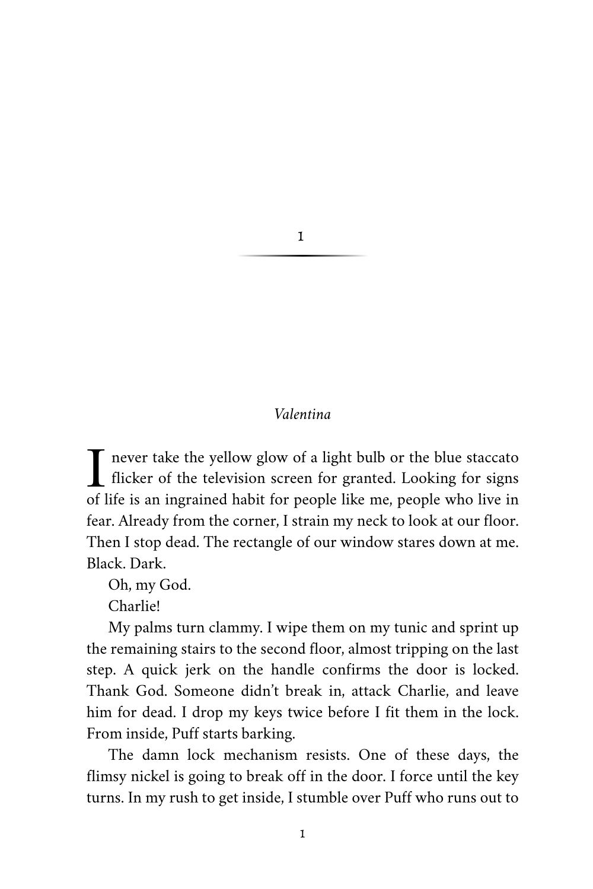# 1

*Valentina*

I never take the yellow glow of a light bulb or the blue staccato flicker of the television screen for granted. Looking for signs of life is an ingrained habit for people like me, people who live in fear. Already from the corner, I strain my neck to look at our floor. Then I stop dead. The rectangle of our window stares down at me. Black. Dark.

Oh, my God.

Charlie!

My palms turn clammy. I wipe them on my tunic and sprint up the remaining stairs to the second floor, almost tripping on the last step. A quick jerk on the handle confirms the door is locked. Thank God. Someone didn't break in, attack Charlie, and leave him for dead. I drop my keys twice before I fit them in the lock. From inside, Puff starts barking.

The damn lock mechanism resists. One of these days, the flimsy nickel is going to break off in the door. I force until the key turns. In my rush to get inside, I stumble over Puff who runs out to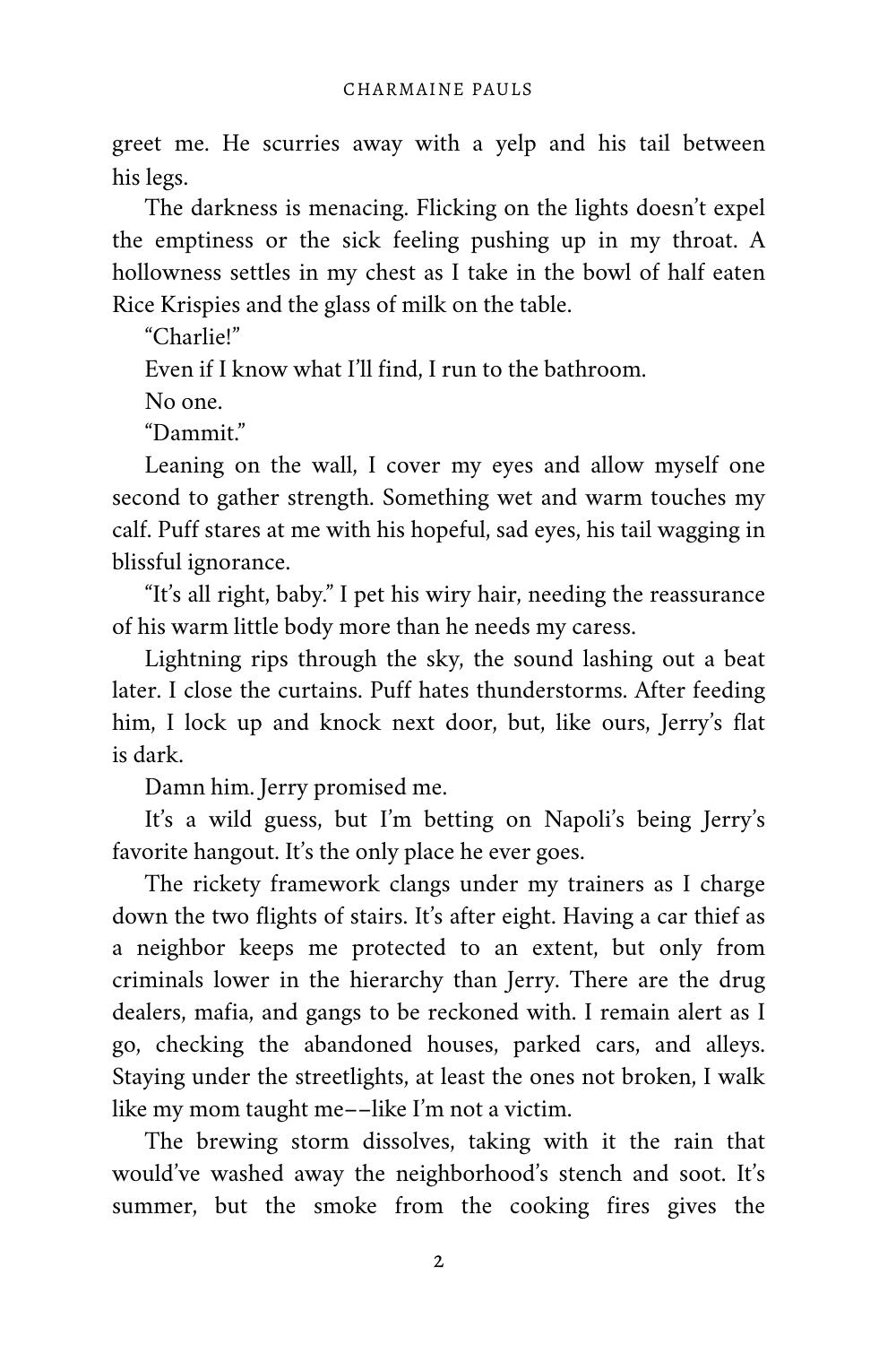greet me. He scurries away with a yelp and his tail between his legs.

The darkness is menacing. Flicking on the lights doesn't expel the emptiness or the sick feeling pushing up in my throat. A hollowness settles in my chest as I take in the bowl of half eaten Rice Krispies and the glass of milk on the table.

"Charlie!"

Even if I know what I'll find, I run to the bathroom.

No one.

"Dammit."

Leaning on the wall, I cover my eyes and allow myself one second to gather strength. Something wet and warm touches my calf. Puff stares at me with his hopeful, sad eyes, his tail wagging in blissful ignorance.

"It's all right, baby." I pet his wiry hair, needing the reassurance of his warm little body more than he needs my caress.

Lightning rips through the sky, the sound lashing out a beat later. I close the curtains. Puff hates thunderstorms. After feeding him, I lock up and knock next door, but, like ours, Jerry's flat is dark.

Damn him. Jerry promised me.

It's a wild guess, but I'm betting on Napoli's being Jerry's favorite hangout. It's the only place he ever goes.

The rickety framework clangs under my trainers as I charge down the two flights of stairs. It's after eight. Having a car thief as a neighbor keeps me protected to an extent, but only from criminals lower in the hierarchy than Jerry. There are the drug dealers, mafia, and gangs to be reckoned with. I remain alert as I go, checking the abandoned houses, parked cars, and alleys. Staying under the streetlights, at least the ones not broken, I walk like my mom taught me––like I'm not a victim.

The brewing storm dissolves, taking with it the rain that would've washed away the neighborhood's stench and soot. It's summer, but the smoke from the cooking fires gives the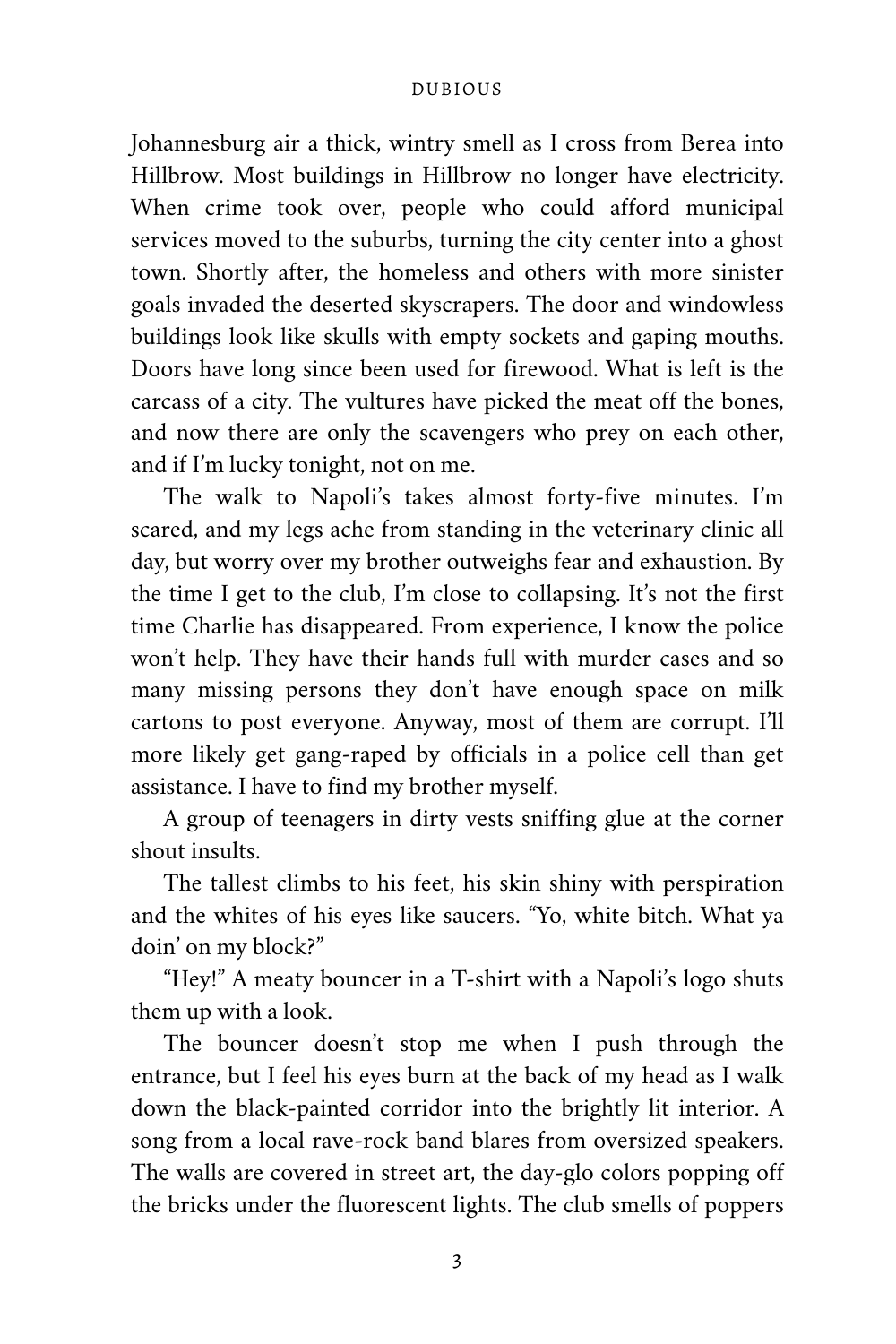Johannesburg air a thick, wintry smell as I cross from Berea into Hillbrow. Most buildings in Hillbrow no longer have electricity. When crime took over, people who could afford municipal services moved to the suburbs, turning the city center into a ghost town. Shortly after, the homeless and others with more sinister goals invaded the deserted skyscrapers. The door and windowless buildings look like skulls with empty sockets and gaping mouths. Doors have long since been used for firewood. What is left is the carcass of a city. The vultures have picked the meat off the bones, and now there are only the scavengers who prey on each other, and if I'm lucky tonight, not on me.

The walk to Napoli's takes almost forty-five minutes. I'm scared, and my legs ache from standing in the veterinary clinic all day, but worry over my brother outweighs fear and exhaustion. By the time I get to the club, I'm close to collapsing. It's not the first time Charlie has disappeared. From experience, I know the police won't help. They have their hands full with murder cases and so many missing persons they don't have enough space on milk cartons to post everyone. Anyway, most of them are corrupt. I'll more likely get gang-raped by officials in a police cell than get assistance. I have to find my brother myself.

A group of teenagers in dirty vests sniffing glue at the corner shout insults.

The tallest climbs to his feet, his skin shiny with perspiration and the whites of his eyes like saucers. "Yo, white bitch. What ya doin' on my block?"

"Hey!" A meaty bouncer in a T-shirt with a Napoli's logo shuts them up with a look.

The bouncer doesn't stop me when I push through the entrance, but I feel his eyes burn at the back of my head as I walk down the black-painted corridor into the brightly lit interior. A song from a local rave-rock band blares from oversized speakers. The walls are covered in street art, the day-glo colors popping off the bricks under the fluorescent lights. The club smells of poppers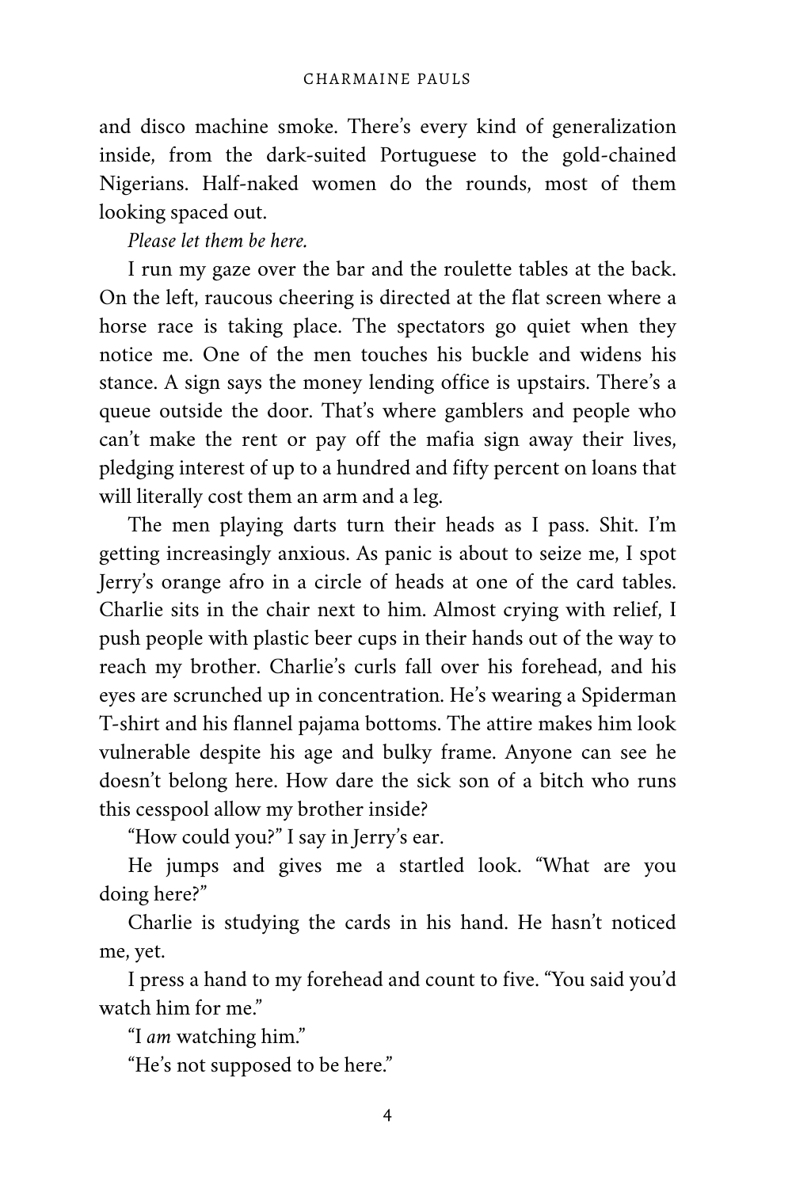and disco machine smoke. There's every kind of generalization inside, from the dark-suited Portuguese to the gold-chained Nigerians. Half-naked women do the rounds, most of them looking spaced out.

*Please let them be here.*

I run my gaze over the bar and the roulette tables at the back. On the left, raucous cheering is directed at the flat screen where a horse race is taking place. The spectators go quiet when they notice me. One of the men touches his buckle and widens his stance. A sign says the money lending office is upstairs. There's a queue outside the door. That's where gamblers and people who can't make the rent or pay off the mafia sign away their lives, pledging interest of up to a hundred and fifty percent on loans that will literally cost them an arm and a leg.

The men playing darts turn their heads as I pass. Shit. I'm getting increasingly anxious. As panic is about to seize me, I spot Jerry's orange afro in a circle of heads at one of the card tables. Charlie sits in the chair next to him. Almost crying with relief, I push people with plastic beer cups in their hands out of the way to reach my brother. Charlie's curls fall over his forehead, and his eyes are scrunched up in concentration. He's wearing a Spiderman T-shirt and his flannel pajama bottoms. The attire makes him look vulnerable despite his age and bulky frame. Anyone can see he doesn't belong here. How dare the sick son of a bitch who runs this cesspool allow my brother inside?

"How could you?" I say in Jerry's ear.

He jumps and gives me a startled look. "What are you doing here?"

Charlie is studying the cards in his hand. He hasn't noticed me, yet.

I press a hand to my forehead and count to five. "You said you'd watch him for me."

"I *am* watching him."

"He's not supposed to be here."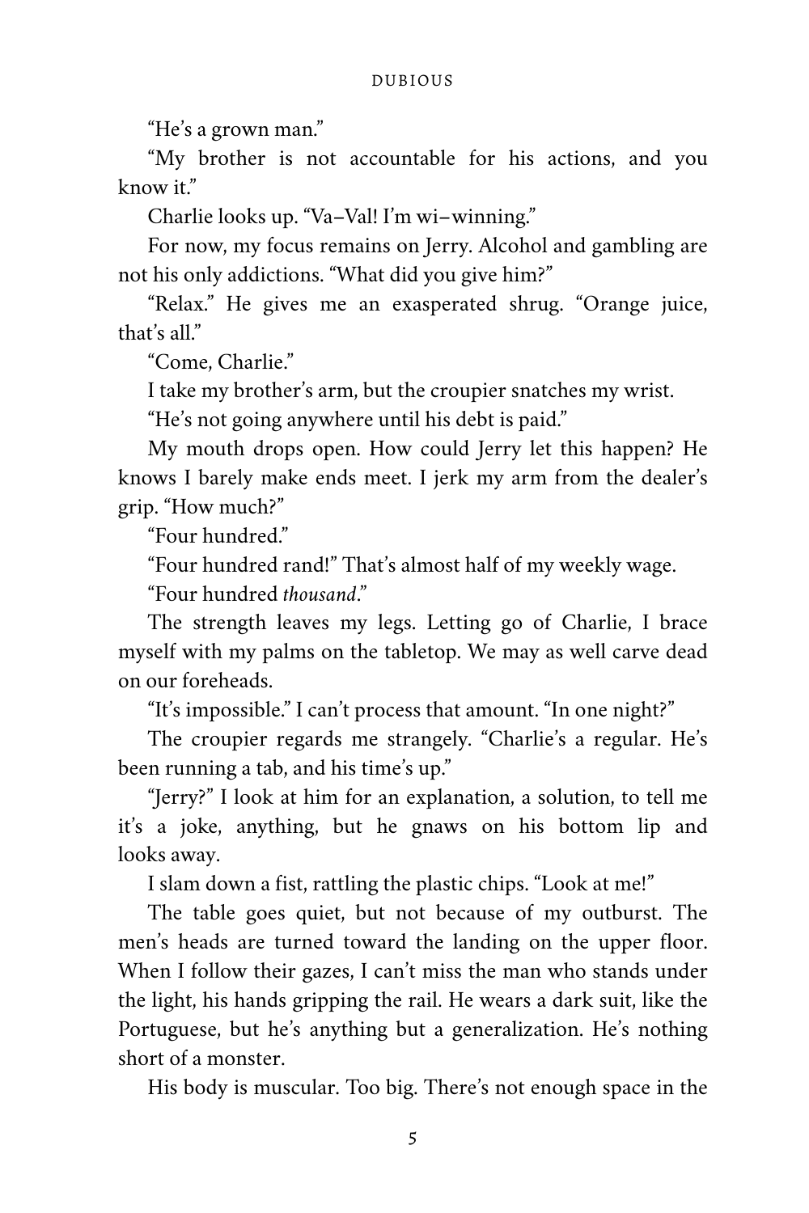"He's a grown man."

"My brother is not accountable for his actions, and you know it."

Charlie looks up. "Va–Val! I'm wi–winning."

For now, my focus remains on Jerry. Alcohol and gambling are not his only addictions. "What did you give him?"

"Relax." He gives me an exasperated shrug. "Orange juice, that's all."

"Come, Charlie."

I take my brother's arm, but the croupier snatches my wrist.

"He's not going anywhere until his debt is paid."

My mouth drops open. How could Jerry let this happen? He knows I barely make ends meet. I jerk my arm from the dealer's grip. "How much?"

"Four hundred."

"Four hundred rand!" That's almost half of my weekly wage.

"Four hundred *thousand*."

The strength leaves my legs. Letting go of Charlie, I brace myself with my palms on the tabletop. We may as well carve dead on our foreheads.

"It's impossible." I can't process that amount. "In one night?"

The croupier regards me strangely. "Charlie's a regular. He's been running a tab, and his time's up."

"Jerry?" I look at him for an explanation, a solution, to tell me it's a joke, anything, but he gnaws on his bottom lip and looks away.

I slam down a fist, rattling the plastic chips. "Look at me!"

The table goes quiet, but not because of my outburst. The men's heads are turned toward the landing on the upper floor. When I follow their gazes, I can't miss the man who stands under the light, his hands gripping the rail. He wears a dark suit, like the Portuguese, but he's anything but a generalization. He's nothing short of a monster.

His body is muscular. Too big. There's not enough space in the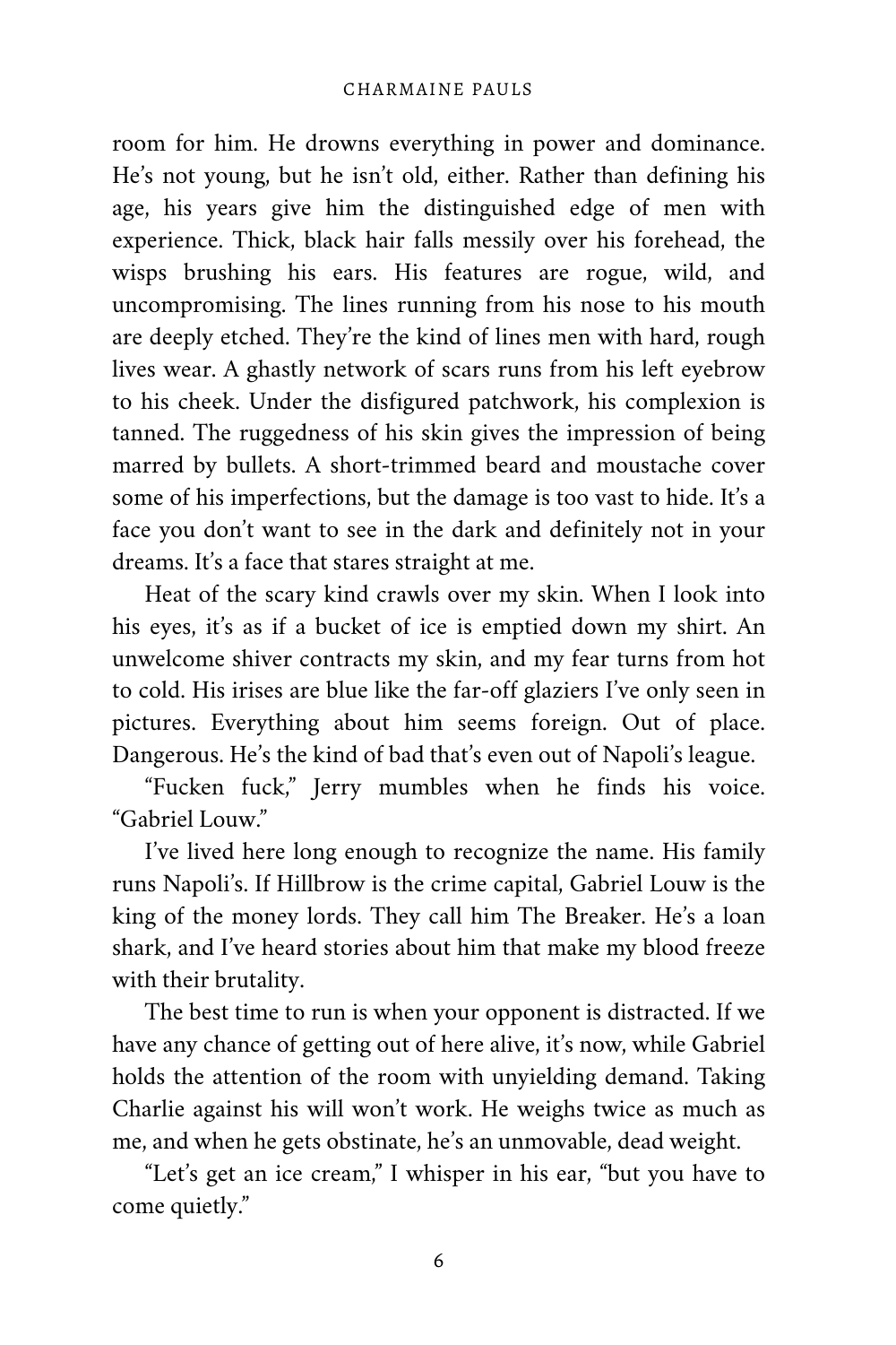room for him. He drowns everything in power and dominance. He's not young, but he isn't old, either. Rather than defining his age, his years give him the distinguished edge of men with experience. Thick, black hair falls messily over his forehead, the wisps brushing his ears. His features are rogue, wild, and uncompromising. The lines running from his nose to his mouth are deeply etched. They're the kind of lines men with hard, rough lives wear. A ghastly network of scars runs from his left eyebrow to his cheek. Under the disfigured patchwork, his complexion is tanned. The ruggedness of his skin gives the impression of being marred by bullets. A short-trimmed beard and moustache cover some of his imperfections, but the damage is too vast to hide. It's a face you don't want to see in the dark and definitely not in your dreams. It's a face that stares straight at me.

Heat of the scary kind crawls over my skin. When I look into his eyes, it's as if a bucket of ice is emptied down my shirt. An unwelcome shiver contracts my skin, and my fear turns from hot to cold. His irises are blue like the far-off glaziers I've only seen in pictures. Everything about him seems foreign. Out of place. Dangerous. He's the kind of bad that's even out of Napoli's league.

"Fucken fuck," Jerry mumbles when he finds his voice. "Gabriel Louw."

I've lived here long enough to recognize the name. His family runs Napoli's. If Hillbrow is the crime capital, Gabriel Louw is the king of the money lords. They call him The Breaker. He's a loan shark, and I've heard stories about him that make my blood freeze with their brutality.

The best time to run is when your opponent is distracted. If we have any chance of getting out of here alive, it's now, while Gabriel holds the attention of the room with unyielding demand. Taking Charlie against his will won't work. He weighs twice as much as me, and when he gets obstinate, he's an unmovable, dead weight.

"Let's get an ice cream," I whisper in his ear, "but you have to come quietly."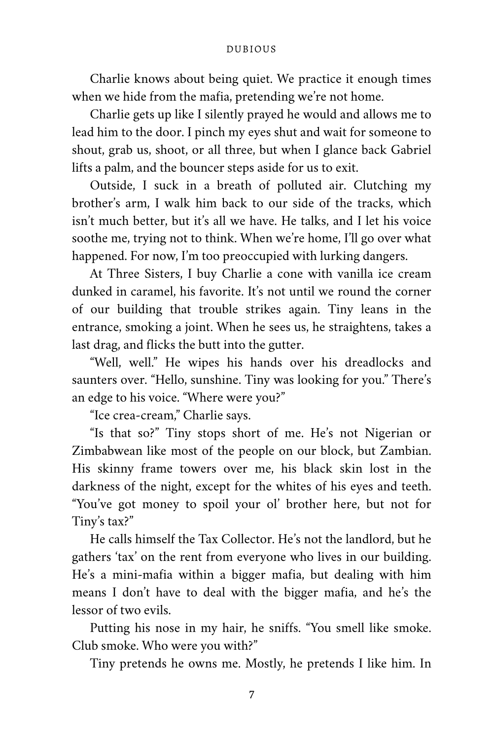Charlie knows about being quiet. We practice it enough times when we hide from the mafia, pretending we're not home.

Charlie gets up like I silently prayed he would and allows me to lead him to the door. I pinch my eyes shut and wait for someone to shout, grab us, shoot, or all three, but when I glance back Gabriel lifts a palm, and the bouncer steps aside for us to exit.

Outside, I suck in a breath of polluted air. Clutching my brother's arm, I walk him back to our side of the tracks, which isn't much better, but it's all we have. He talks, and I let his voice soothe me, trying not to think. When we're home, I'll go over what happened. For now, I'm too preoccupied with lurking dangers.

At Three Sisters, I buy Charlie a cone with vanilla ice cream dunked in caramel, his favorite. It's not until we round the corner of our building that trouble strikes again. Tiny leans in the entrance, smoking a joint. When he sees us, he straightens, takes a last drag, and flicks the butt into the gutter.

"Well, well." He wipes his hands over his dreadlocks and saunters over. "Hello, sunshine. Tiny was looking for you." There's an edge to his voice. "Where were you?"

"Ice crea-cream," Charlie says.

"Is that so?" Tiny stops short of me. He's not Nigerian or Zimbabwean like most of the people on our block, but Zambian. His skinny frame towers over me, his black skin lost in the darkness of the night, except for the whites of his eyes and teeth. "You've got money to spoil your ol' brother here, but not for Tiny's tax?"

He calls himself the Tax Collector. He's not the landlord, but he gathers 'tax' on the rent from everyone who lives in our building. He's a mini-mafia within a bigger mafia, but dealing with him means I don't have to deal with the bigger mafia, and he's the lessor of two evils.

Putting his nose in my hair, he sniffs. "You smell like smoke. Club smoke. Who were you with?"

Tiny pretends he owns me. Mostly, he pretends I like him. In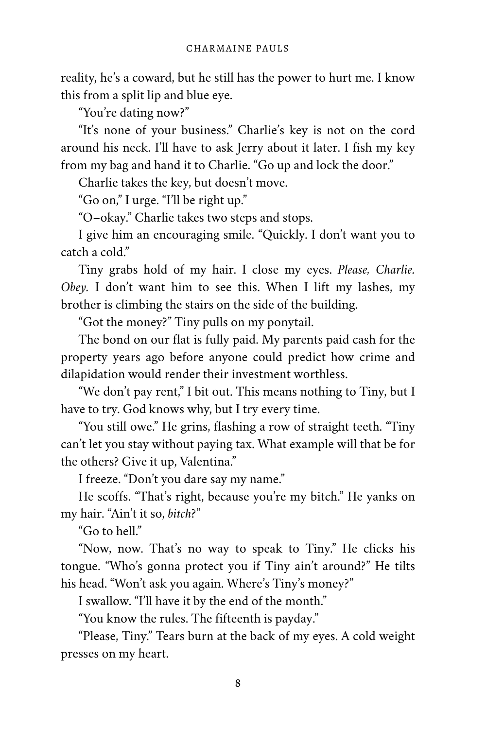reality, he's a coward, but he still has the power to hurt me. I know this from a split lip and blue eye.

"You're dating now?"

"It's none of your business." Charlie's key is not on the cord around his neck. I'll have to ask Jerry about it later. I fish my key from my bag and hand it to Charlie. "Go up and lock the door."

Charlie takes the key, but doesn't move.

"Go on," I urge. "I'll be right up."

"O–okay." Charlie takes two steps and stops.

I give him an encouraging smile. "Quickly. I don't want you to catch a cold."

Tiny grabs hold of my hair. I close my eyes. *Please, Charlie. Obey.* I don't want him to see this. When I lift my lashes, my brother is climbing the stairs on the side of the building.

"Got the money?" Tiny pulls on my ponytail.

The bond on our flat is fully paid. My parents paid cash for the property years ago before anyone could predict how crime and dilapidation would render their investment worthless.

"We don't pay rent," I bit out. This means nothing to Tiny, but I have to try. God knows why, but I try every time.

"You still owe." He grins, flashing a row of straight teeth. "Tiny can't let you stay without paying tax. What example will that be for the others? Give it up, Valentina."

I freeze. "Don't you dare say my name."

He scoffs. "That's right, because you're my bitch." He yanks on my hair. "Ain't it so, *bitch*?"

"Go to hell."

"Now, now. That's no way to speak to Tiny." He clicks his tongue. "Who's gonna protect you if Tiny ain't around?" He tilts his head. "Won't ask you again. Where's Tiny's money?"

I swallow. "I'll have it by the end of the month."

"You know the rules. The fifteenth is payday."

"Please, Tiny." Tears burn at the back of my eyes. A cold weight presses on my heart.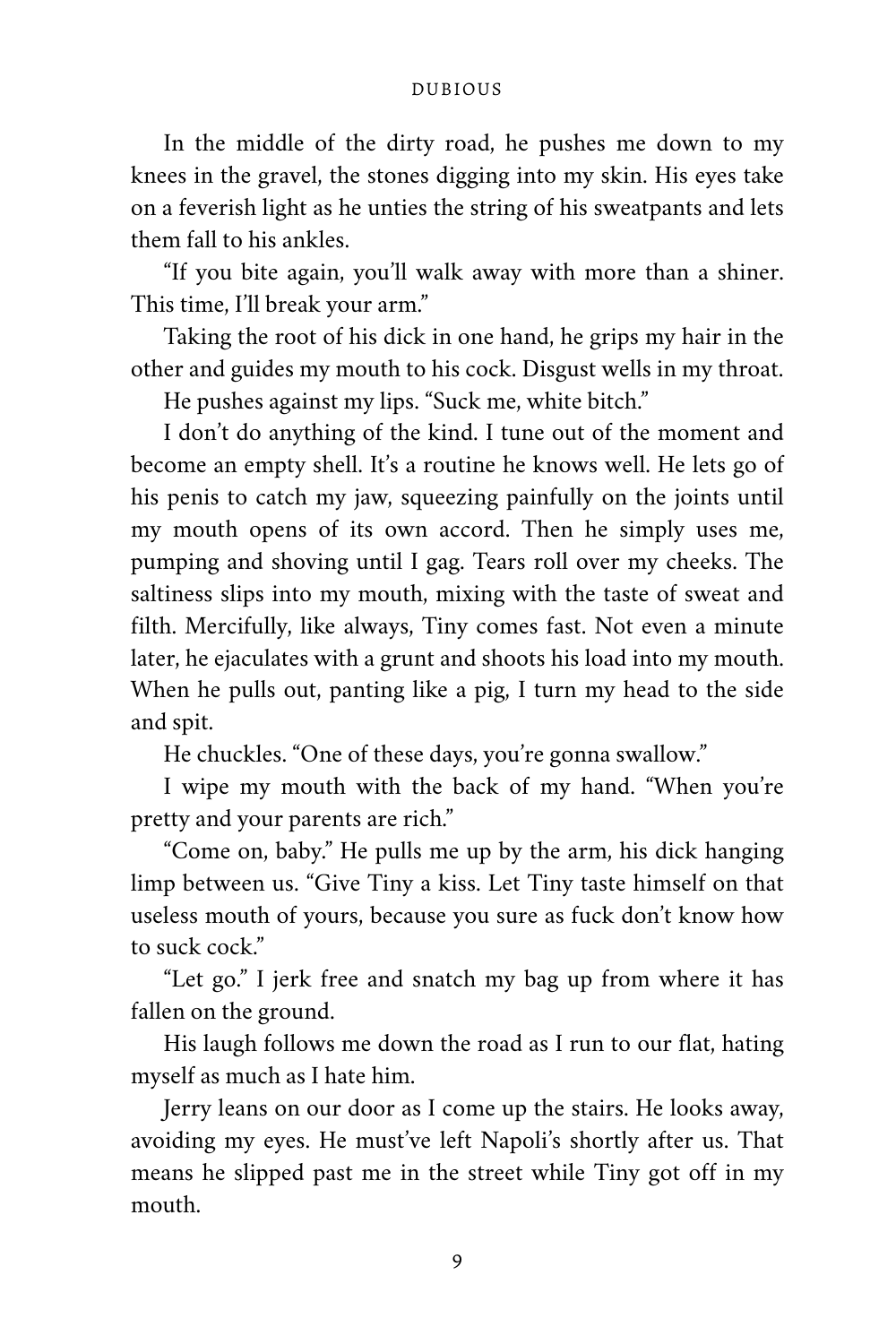In the middle of the dirty road, he pushes me down to my knees in the gravel, the stones digging into my skin. His eyes take on a feverish light as he unties the string of his sweatpants and lets them fall to his ankles.

"If you bite again, you'll walk away with more than a shiner. This time, I'll break your arm."

Taking the root of his dick in one hand, he grips my hair in the other and guides my mouth to his cock. Disgust wells in my throat.

He pushes against my lips. "Suck me, white bitch."

I don't do anything of the kind. I tune out of the moment and become an empty shell. It's a routine he knows well. He lets go of his penis to catch my jaw, squeezing painfully on the joints until my mouth opens of its own accord. Then he simply uses me, pumping and shoving until I gag. Tears roll over my cheeks. The saltiness slips into my mouth, mixing with the taste of sweat and filth. Mercifully, like always, Tiny comes fast. Not even a minute later, he ejaculates with a grunt and shoots his load into my mouth. When he pulls out, panting like a pig, I turn my head to the side and spit.

He chuckles. "One of these days, you're gonna swallow."

I wipe my mouth with the back of my hand. "When you're pretty and your parents are rich."

"Come on, baby." He pulls me up by the arm, his dick hanging limp between us. "Give Tiny a kiss. Let Tiny taste himself on that useless mouth of yours, because you sure as fuck don't know how to suck cock."

"Let go." I jerk free and snatch my bag up from where it has fallen on the ground.

His laugh follows me down the road as I run to our flat, hating myself as much as I hate him.

Jerry leans on our door as I come up the stairs. He looks away, avoiding my eyes. He must've left Napoli's shortly after us. That means he slipped past me in the street while Tiny got off in my mouth.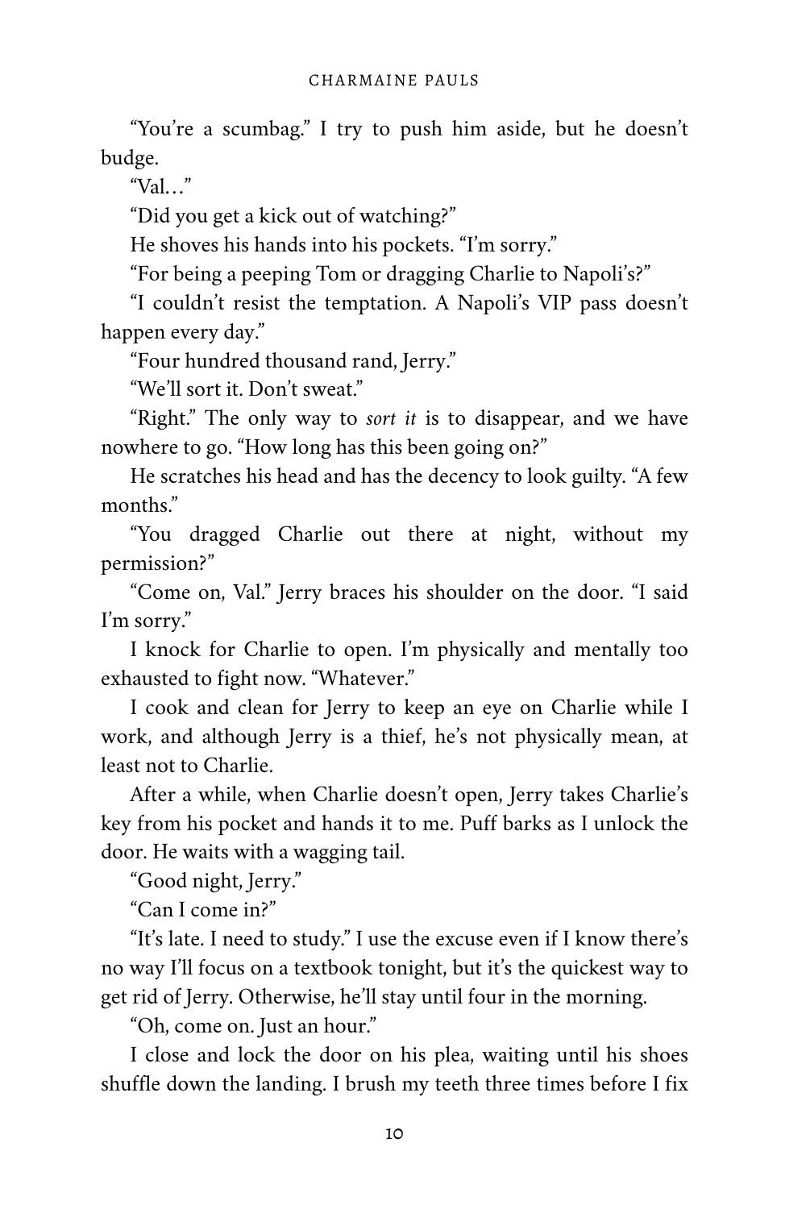"You're a scumbag." I try to push him aside, but he doesn't budge.

"Val…"

"Did you get a kick out of watching?"

He shoves his hands into his pockets. "I'm sorry."

"For being a peeping Tom or dragging Charlie to Napoli's?"

"I couldn't resist the temptation. A Napoli's VIP pass doesn't happen every day."

"Four hundred thousand rand, Jerry."

"We'll sort it. Don't sweat."

"Right." The only way to *sort it* is to disappear, and we have nowhere to go. "How long has this been going on?"

He scratches his head and has the decency to look guilty. "A few months."

"You dragged Charlie out there at night, without my permission?"

"Come on, Val." Jerry braces his shoulder on the door. "I said I'm sorry."

I knock for Charlie to open. I'm physically and mentally too exhausted to fight now. "Whatever."

I cook and clean for Jerry to keep an eye on Charlie while I work, and although Jerry is a thief, he's not physically mean, at least not to Charlie.

After a while, when Charlie doesn't open, Jerry takes Charlie's key from his pocket and hands it to me. Puff barks as I unlock the door. He waits with a wagging tail.

"Good night, Jerry."

"Can I come in?"

"It's late. I need to study." I use the excuse even if I know there's no way I'll focus on a textbook tonight, but it's the quickest way to get rid of Jerry. Otherwise, he'll stay until four in the morning.

"Oh, come on. Just an hour."

I close and lock the door on his plea, waiting until his shoes shuffle down the landing. I brush my teeth three times before I fix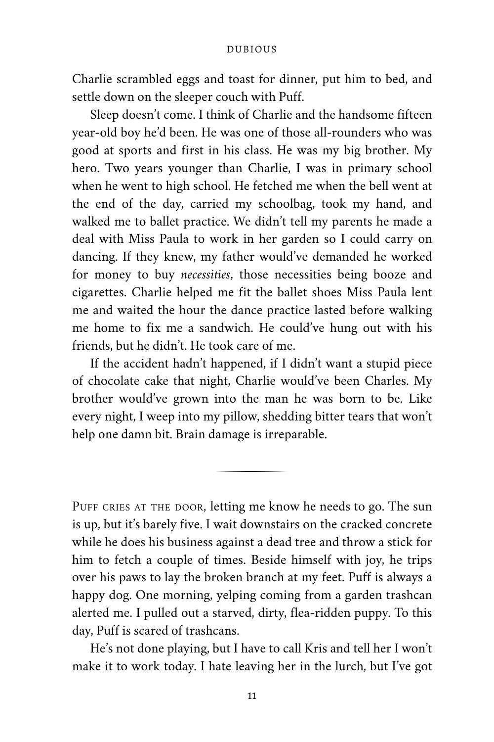Charlie scrambled eggs and toast for dinner, put him to bed, and settle down on the sleeper couch with Puff.

Sleep doesn't come. I think of Charlie and the handsome fifteen year-old boy he'd been. He was one of those all-rounders who was good at sports and first in his class. He was my big brother. My hero. Two years younger than Charlie, I was in primary school when he went to high school. He fetched me when the bell went at the end of the day, carried my schoolbag, took my hand, and walked me to ballet practice. We didn't tell my parents he made a deal with Miss Paula to work in her garden so I could carry on dancing. If they knew, my father would've demanded he worked for money to buy *necessities*, those necessities being booze and cigarettes. Charlie helped me fit the ballet shoes Miss Paula lent me and waited the hour the dance practice lasted before walking me home to fix me a sandwich. He could've hung out with his friends, but he didn't. He took care of me.

If the accident hadn't happened, if I didn't want a stupid piece of chocolate cake that night, Charlie would've been Charles. My brother would've grown into the man he was born to be. Like every night, I weep into my pillow, shedding bitter tears that won't help one damn bit. Brain damage is irreparable.

---

PUFF CRIES AT THE DOOR, letting me know he needs to go. The sun is up, but it's barely five. I wait downstairs on the cracked concrete while he does his business against a dead tree and throw a stick for him to fetch a couple of times. Beside himself with joy, he trips over his paws to lay the broken branch at my feet. Puff is always a happy dog. One morning, yelping coming from a garden trashcan alerted me. I pulled out a starved, dirty, flea-ridden puppy. To this day, Puff is scared of trashcans.

He's not done playing, but I have to call Kris and tell her I won't make it to work today. I hate leaving her in the lurch, but I've got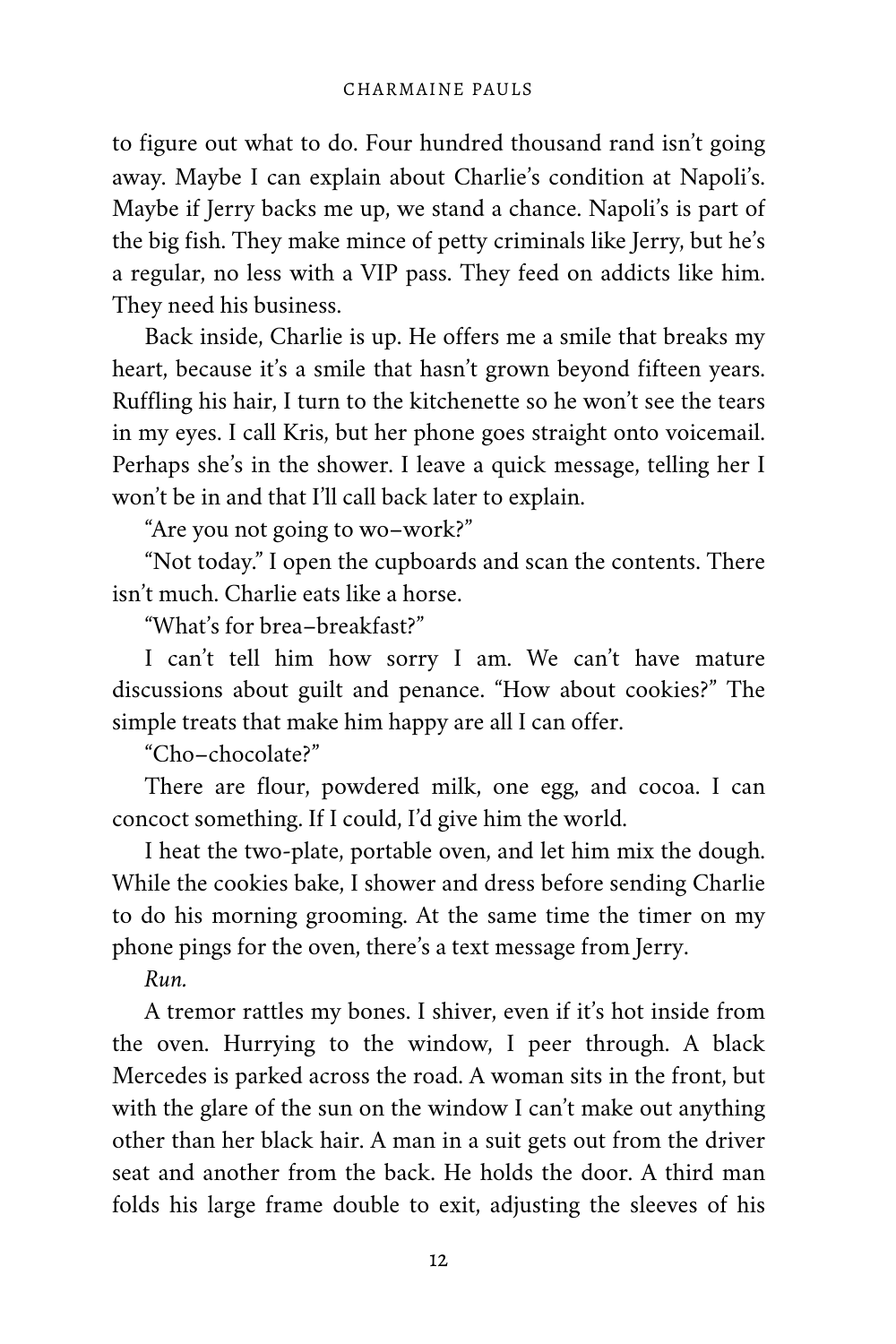to figure out what to do. Four hundred thousand rand isn't going away. Maybe I can explain about Charlie's condition at Napoli's. Maybe if Jerry backs me up, we stand a chance. Napoli's is part of the big fish. They make mince of petty criminals like Jerry, but he's a regular, no less with a VIP pass. They feed on addicts like him. They need his business.

Back inside, Charlie is up. He offers me a smile that breaks my heart, because it's a smile that hasn't grown beyond fifteen years. Ruffling his hair, I turn to the kitchenette so he won't see the tears in my eyes. I call Kris, but her phone goes straight onto voicemail. Perhaps she's in the shower. I leave a quick message, telling her I won't be in and that I'll call back later to explain.

"Are you not going to wo–work?"

"Not today." I open the cupboards and scan the contents. There isn't much. Charlie eats like a horse.

"What's for brea–breakfast?"

I can't tell him how sorry I am. We can't have mature discussions about guilt and penance. "How about cookies?" The simple treats that make him happy are all I can offer.

"Cho–chocolate?"

There are flour, powdered milk, one egg, and cocoa. I can concoct something. If I could, I'd give him the world.

I heat the two-plate, portable oven, and let him mix the dough. While the cookies bake, I shower and dress before sending Charlie to do his morning grooming. At the same time the timer on my phone pings for the oven, there's a text message from Jerry.

*Run.*

A tremor rattles my bones. I shiver, even if it's hot inside from the oven. Hurrying to the window, I peer through. A black Mercedes is parked across the road. A woman sits in the front, but with the glare of the sun on the window I can't make out anything other than her black hair. A man in a suit gets out from the driver seat and another from the back. He holds the door. A third man folds his large frame double to exit, adjusting the sleeves of his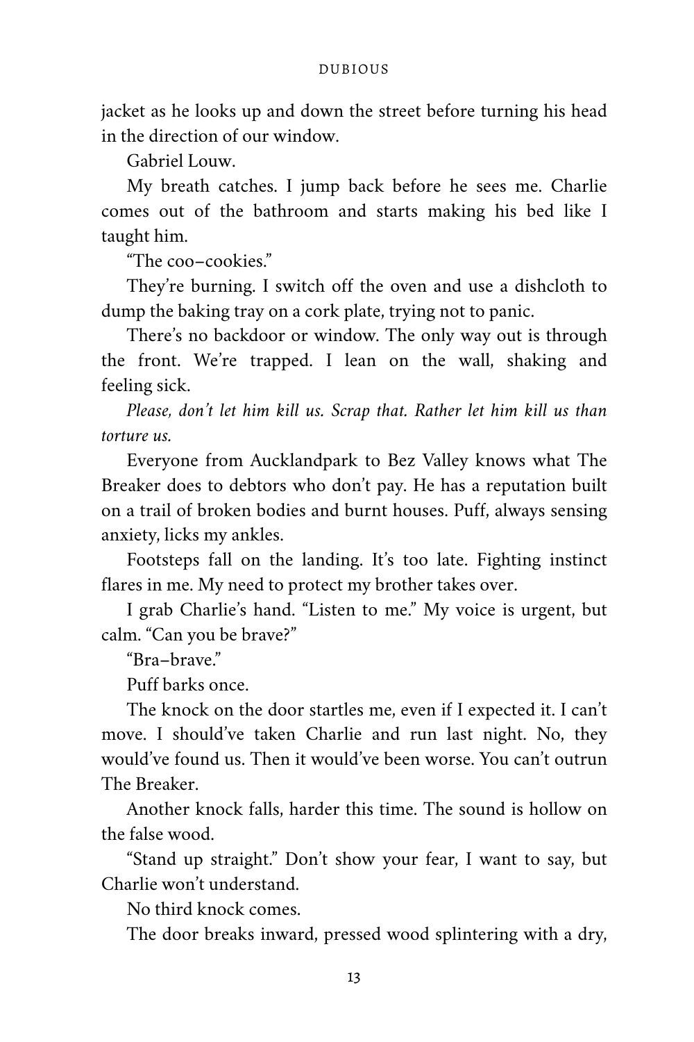jacket as he looks up and down the street before turning his head in the direction of our window.

Gabriel Louw.

My breath catches. I jump back before he sees me. Charlie comes out of the bathroom and starts making his bed like I taught him.

"The coo–cookies."

They're burning. I switch off the oven and use a dishcloth to dump the baking tray on a cork plate, trying not to panic.

There's no backdoor or window. The only way out is through the front. We're trapped. I lean on the wall, shaking and feeling sick.

*Please, don't let him kill us. Scrap that. Rather let him kill us than torture us.*

Everyone from Aucklandpark to Bez Valley knows what The Breaker does to debtors who don't pay. He has a reputation built on a trail of broken bodies and burnt houses. Puff, always sensing anxiety, licks my ankles.

Footsteps fall on the landing. It's too late. Fighting instinct flares in me. My need to protect my brother takes over.

I grab Charlie's hand. "Listen to me." My voice is urgent, but calm. "Can you be brave?"

"Bra–brave."

Puff barks once.

The knock on the door startles me, even if I expected it. I can't move. I should've taken Charlie and run last night. No, they would've found us. Then it would've been worse. You can't outrun The Breaker.

Another knock falls, harder this time. The sound is hollow on the false wood.

"Stand up straight." Don't show your fear, I want to say, but Charlie won't understand.

No third knock comes.

The door breaks inward, pressed wood splintering with a dry,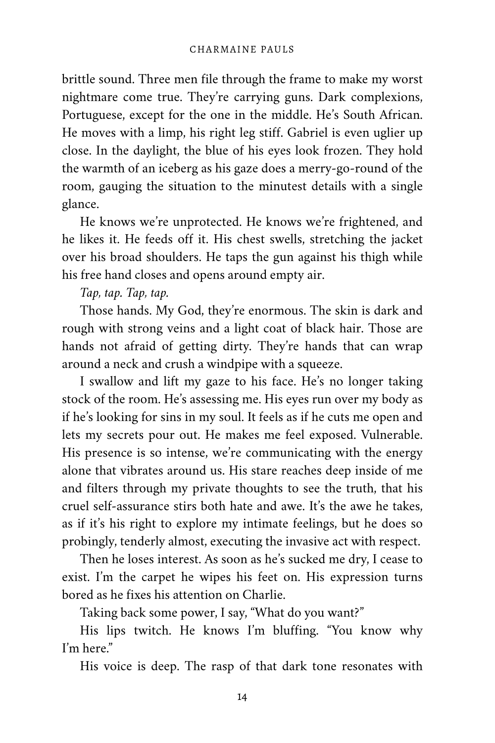brittle sound. Three men file through the frame to make my worst nightmare come true. They're carrying guns. Dark complexions, Portuguese, except for the one in the middle. He's South African. He moves with a limp, his right leg stiff. Gabriel is even uglier up close. In the daylight, the blue of his eyes look frozen. They hold the warmth of an iceberg as his gaze does a merry-go-round of the room, gauging the situation to the minutest details with a single glance.

He knows we're unprotected. He knows we're frightened, and he likes it. He feeds off it. His chest swells, stretching the jacket over his broad shoulders. He taps the gun against his thigh while his free hand closes and opens around empty air.

*Tap, tap. Tap, tap.*

Those hands. My God, they're enormous. The skin is dark and rough with strong veins and a light coat of black hair. Those are hands not afraid of getting dirty. They're hands that can wrap around a neck and crush a windpipe with a squeeze.

I swallow and lift my gaze to his face. He's no longer taking stock of the room. He's assessing me. His eyes run over my body as if he's looking for sins in my soul. It feels as if he cuts me open and lets my secrets pour out. He makes me feel exposed. Vulnerable. His presence is so intense, we're communicating with the energy alone that vibrates around us. His stare reaches deep inside of me and filters through my private thoughts to see the truth, that his cruel self-assurance stirs both hate and awe. It's the awe he takes, as if it's his right to explore my intimate feelings, but he does so probingly, tenderly almost, executing the invasive act with respect.

Then he loses interest. As soon as he's sucked me dry, I cease to exist. I'm the carpet he wipes his feet on. His expression turns bored as he fixes his attention on Charlie.

Taking back some power, I say, "What do you want?"

His lips twitch. He knows I'm bluffing. "You know why I'm here."

His voice is deep. The rasp of that dark tone resonates with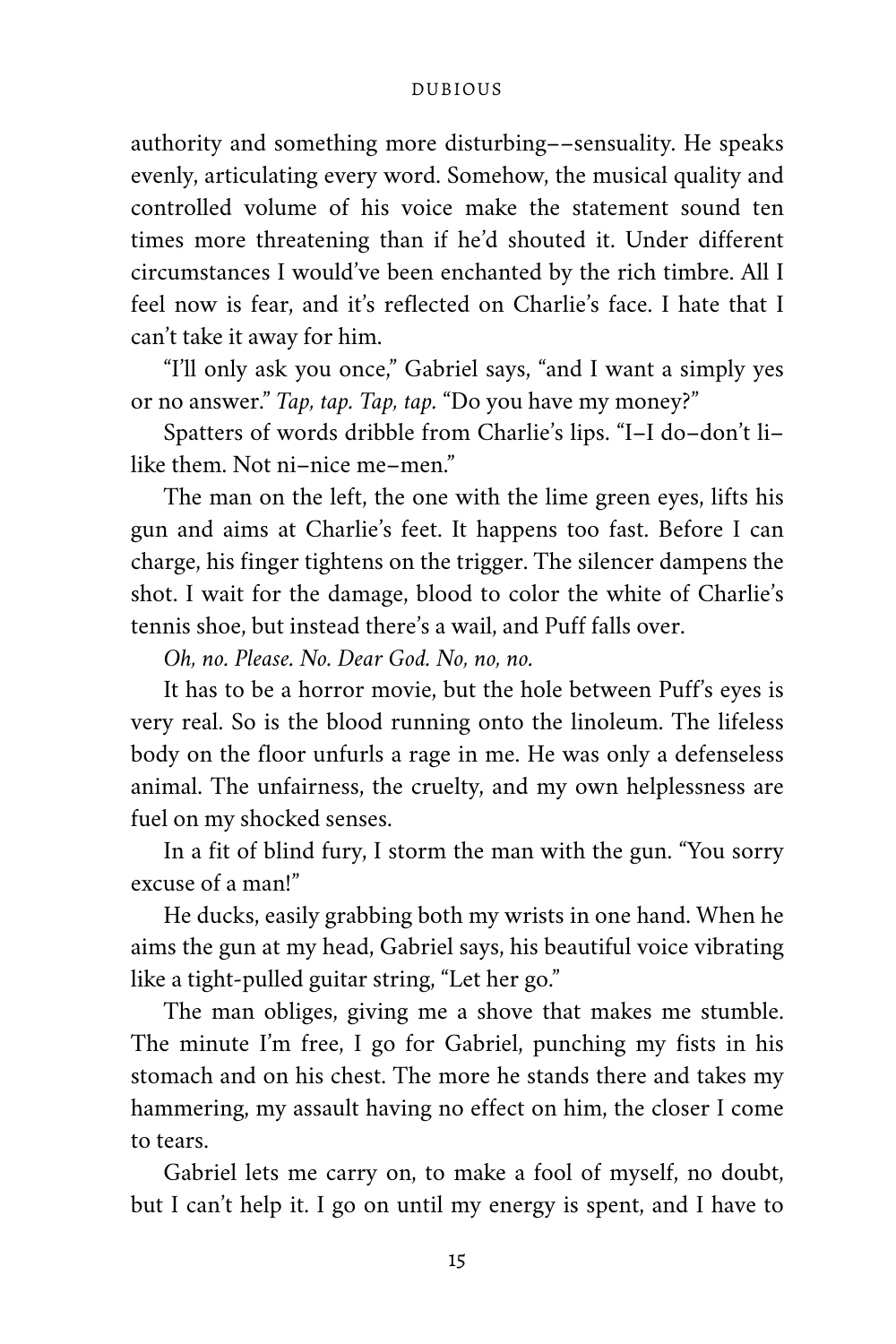authority and something more disturbing––sensuality. He speaks evenly, articulating every word. Somehow, the musical quality and controlled volume of his voice make the statement sound ten times more threatening than if he'd shouted it. Under different circumstances I would've been enchanted by the rich timbre. All I feel now is fear, and it's reflected on Charlie's face. I hate that I can't take it away for him.

"I'll only ask you once," Gabriel says, "and I want a simply yes or no answer." *Tap, tap. Tap, tap.* "Do you have my money?"

Spatters of words dribble from Charlie's lips. "I–I do–don't li–like them. Not ni–nice me–men."

The man on the left, the one with the lime green eyes, lifts his gun and aims at Charlie's feet. It happens too fast. Before I can charge, his finger tightens on the trigger. The silencer dampens the shot. I wait for the damage, blood to color the white of Charlie's tennis shoe, but instead there's a wail, and Puff falls over.

*Oh, no. Please. No. Dear God. No, no, no.*

It has to be a horror movie, but the hole between Puff's eyes is very real. So is the blood running onto the linoleum. The lifeless body on the floor unfurls a rage in me. He was only a defenseless animal. The unfairness, the cruelty, and my own helplessness are fuel on my shocked senses.

In a fit of blind fury, I storm the man with the gun. "You sorry excuse of a man!"

He ducks, easily grabbing both my wrists in one hand. When he aims the gun at my head, Gabriel says, his beautiful voice vibrating like a tight-pulled guitar string, "Let her go."

The man obliges, giving me a shove that makes me stumble. The minute I'm free, I go for Gabriel, punching my fists in his stomach and on his chest. The more he stands there and takes my hammering, my assault having no effect on him, the closer I come to tears.

Gabriel lets me carry on, to make a fool of myself, no doubt, but I can't help it. I go on until my energy is spent, and I have to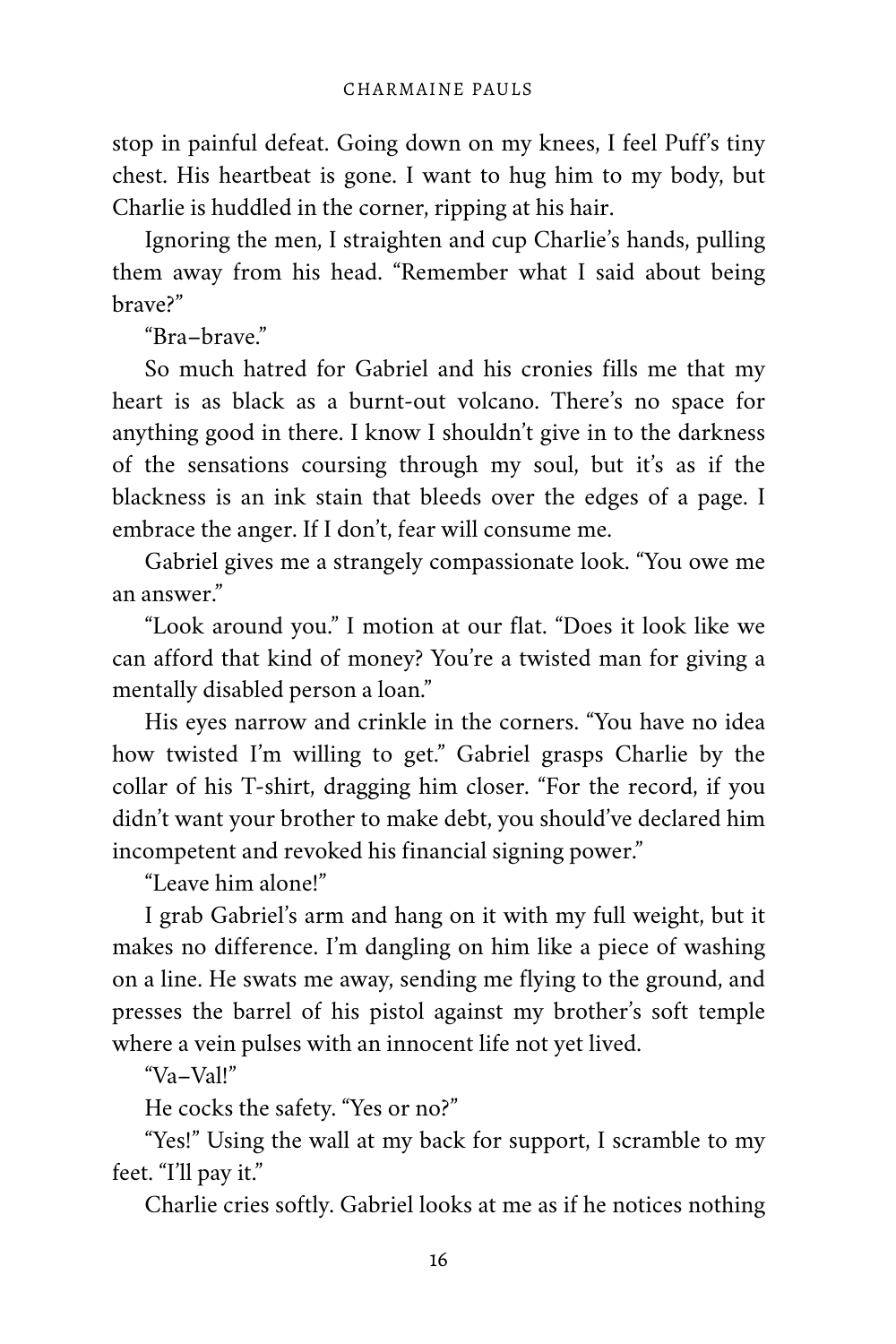stop in painful defeat. Going down on my knees, I feel Puff's tiny chest. His heartbeat is gone. I want to hug him to my body, but Charlie is huddled in the corner, ripping at his hair.

Ignoring the men, I straighten and cup Charlie's hands, pulling them away from his head. "Remember what I said about being brave?"

"Bra–brave."

So much hatred for Gabriel and his cronies fills me that my heart is as black as a burnt-out volcano. There's no space for anything good in there. I know I shouldn't give in to the darkness of the sensations coursing through my soul, but it's as if the blackness is an ink stain that bleeds over the edges of a page. I embrace the anger. If I don't, fear will consume me.

Gabriel gives me a strangely compassionate look. "You owe me an answer."

"Look around you." I motion at our flat. "Does it look like we can afford that kind of money? You're a twisted man for giving a mentally disabled person a loan."

His eyes narrow and crinkle in the corners. "You have no idea how twisted I'm willing to get." Gabriel grasps Charlie by the collar of his T-shirt, dragging him closer. "For the record, if you didn't want your brother to make debt, you should've declared him incompetent and revoked his financial signing power."

"Leave him alone!"

I grab Gabriel's arm and hang on it with my full weight, but it makes no difference. I'm dangling on him like a piece of washing on a line. He swats me away, sending me flying to the ground, and presses the barrel of his pistol against my brother's soft temple where a vein pulses with an innocent life not yet lived.

"Va–Val!"

He cocks the safety. "Yes or no?"

"Yes!" Using the wall at my back for support, I scramble to my feet. "I'll pay it."

Charlie cries softly. Gabriel looks at me as if he notices nothing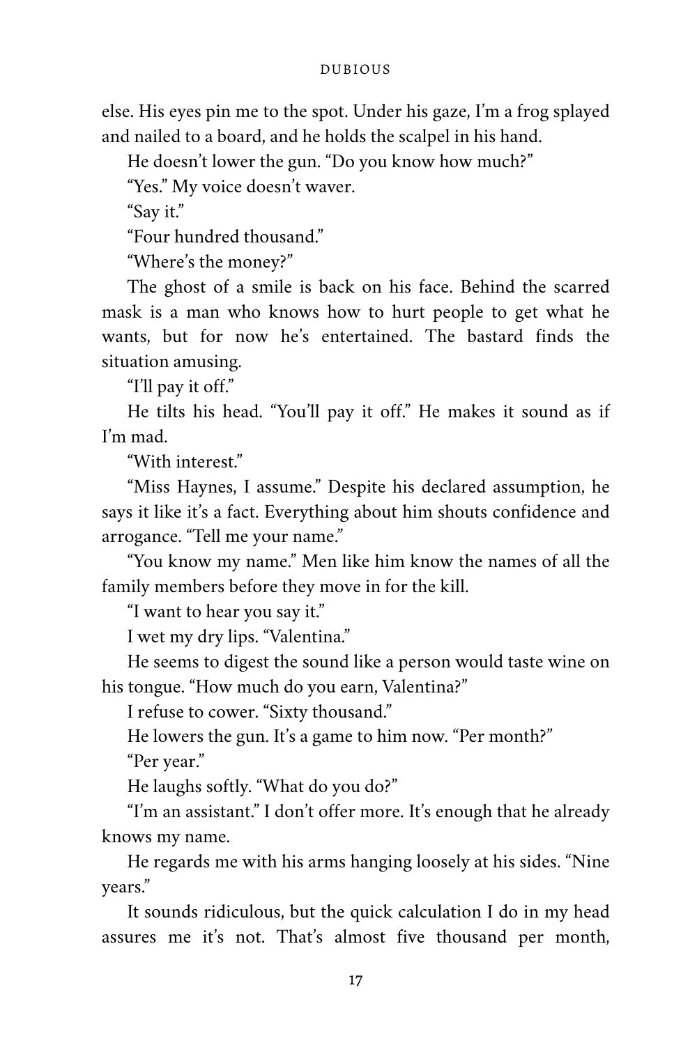else. His eyes pin me to the spot. Under his gaze, I'm a frog splayed and nailed to a board, and he holds the scalpel in his hand.

He doesn't lower the gun. "Do you know how much?"

"Yes." My voice doesn't waver.

"Say it."

"Four hundred thousand."

"Where's the money?"

The ghost of a smile is back on his face. Behind the scarred mask is a man who knows how to hurt people to get what he wants, but for now he's entertained. The bastard finds the situation amusing.

"I'll pay it off."

He tilts his head. "You'll pay it off." He makes it sound as if I'm mad.

"With interest."

"Miss Haynes, I assume." Despite his declared assumption, he says it like it's a fact. Everything about him shouts confidence and arrogance. "Tell me your name."

"You know my name." Men like him know the names of all the family members before they move in for the kill.

"I want to hear you say it."

I wet my dry lips. "Valentina."

He seems to digest the sound like a person would taste wine on his tongue. "How much do you earn, Valentina?"

I refuse to cower. "Sixty thousand."

He lowers the gun. It's a game to him now. "Per month?"

"Per year."

He laughs softly. "What do you do?"

"I'm an assistant." I don't offer more. It's enough that he already knows my name.

He regards me with his arms hanging loosely at his sides. "Nine years."

It sounds ridiculous, but the quick calculation I do in my head assures me it's not. That's almost five thousand per month,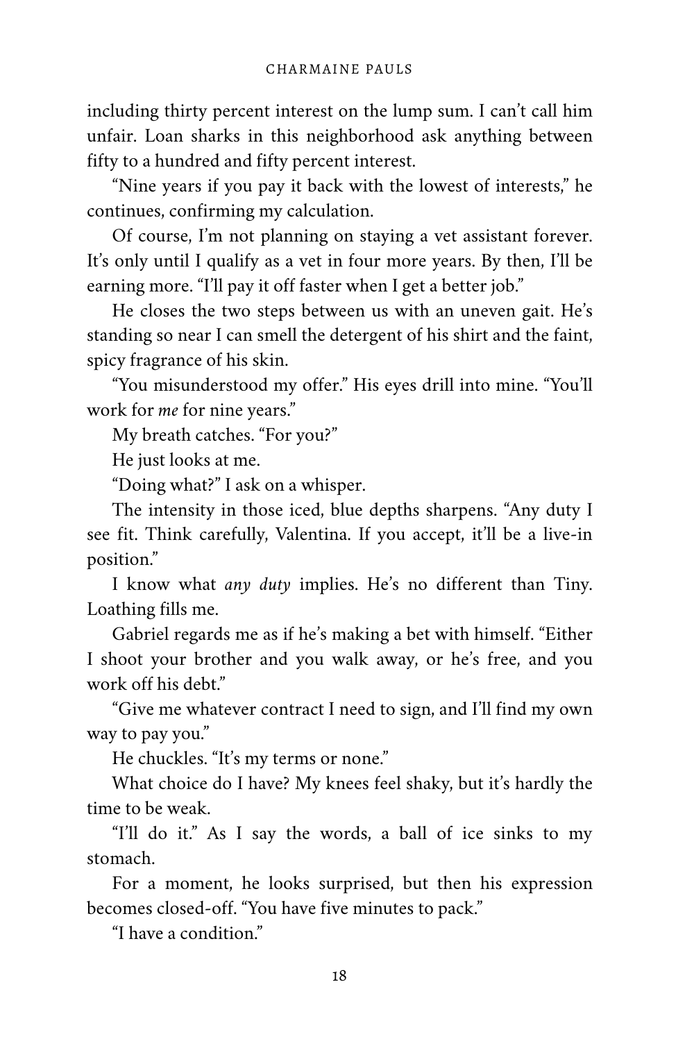including thirty percent interest on the lump sum. I can't call him unfair. Loan sharks in this neighborhood ask anything between fifty to a hundred and fifty percent interest.

"Nine years if you pay it back with the lowest of interests," he continues, confirming my calculation.

Of course, I'm not planning on staying a vet assistant forever. It's only until I qualify as a vet in four more years. By then, I'll be earning more. "I'll pay it off faster when I get a better job."

He closes the two steps between us with an uneven gait. He's standing so near I can smell the detergent of his shirt and the faint, spicy fragrance of his skin.

"You misunderstood my offer." His eyes drill into mine. "You'll work for *me* for nine years."

My breath catches. "For you?"

He just looks at me.

"Doing what?" I ask on a whisper.

The intensity in those iced, blue depths sharpens. "Any duty I see fit. Think carefully, Valentina. If you accept, it'll be a live-in position."

I know what *any duty* implies. He's no different than Tiny. Loathing fills me.

Gabriel regards me as if he's making a bet with himself. "Either I shoot your brother and you walk away, or he's free, and you work off his debt."

"Give me whatever contract I need to sign, and I'll find my own way to pay you."

He chuckles. "It's my terms or none."

What choice do I have? My knees feel shaky, but it's hardly the time to be weak.

"I'll do it." As I say the words, a ball of ice sinks to my stomach.

For a moment, he looks surprised, but then his expression becomes closed-off. "You have five minutes to pack."

"I have a condition."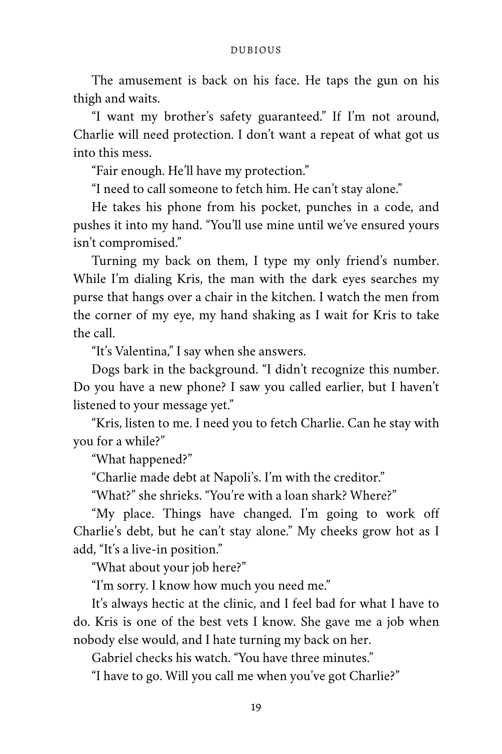The amusement is back on his face. He taps the gun on his thigh and waits.

"I want my brother's safety guaranteed." If I'm not around, Charlie will need protection. I don't want a repeat of what got us into this mess.

"Fair enough. He'll have my protection."

"I need to call someone to fetch him. He can't stay alone."

He takes his phone from his pocket, punches in a code, and pushes it into my hand. "You'll use mine until we've ensured yours isn't compromised."

Turning my back on them, I type my only friend's number. While I'm dialing Kris, the man with the dark eyes searches my purse that hangs over a chair in the kitchen. I watch the men from the corner of my eye, my hand shaking as I wait for Kris to take the call.

"It's Valentina," I say when she answers.

Dogs bark in the background. "I didn't recognize this number. Do you have a new phone? I saw you called earlier, but I haven't listened to your message yet."

"Kris, listen to me. I need you to fetch Charlie. Can he stay with you for a while?"

"What happened?"

"Charlie made debt at Napoli's. I'm with the creditor."

"What?" she shrieks. "You're with a loan shark? Where?"

"My place. Things have changed. I'm going to work off Charlie's debt, but he can't stay alone." My cheeks grow hot as I add, "It's a live-in position."

"What about your job here?"

"I'm sorry. I know how much you need me."

It's always hectic at the clinic, and I feel bad for what I have to do. Kris is one of the best vets I know. She gave me a job when nobody else would, and I hate turning my back on her.

Gabriel checks his watch. "You have three minutes."

"I have to go. Will you call me when you've got Charlie?"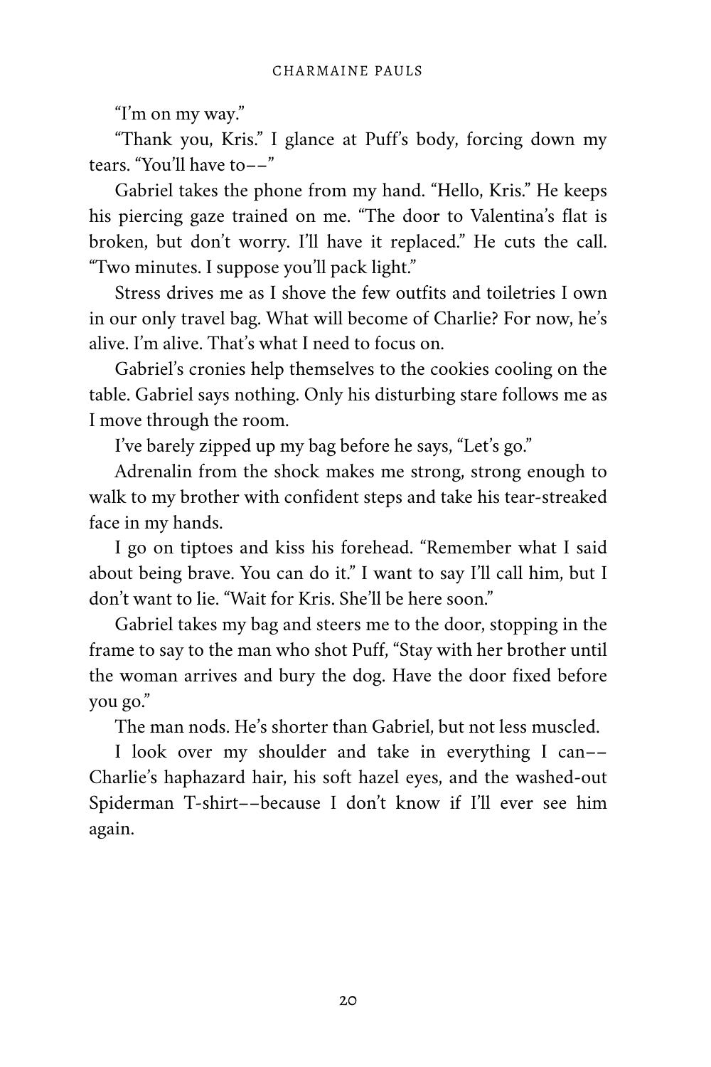"I'm on my way."

"Thank you, Kris." I glance at Puff's body, forcing down my tears. "You'll have to––"

Gabriel takes the phone from my hand. "Hello, Kris." He keeps his piercing gaze trained on me. "The door to Valentina's flat is broken, but don't worry. I'll have it replaced." He cuts the call. "Two minutes. I suppose you'll pack light."

Stress drives me as I shove the few outfits and toiletries I own in our only travel bag. What will become of Charlie? For now, he's alive. I'm alive. That's what I need to focus on.

Gabriel's cronies help themselves to the cookies cooling on the table. Gabriel says nothing. Only his disturbing stare follows me as I move through the room.

I've barely zipped up my bag before he says, "Let's go."

Adrenalin from the shock makes me strong, strong enough to walk to my brother with confident steps and take his tear-streaked face in my hands.

I go on tiptoes and kiss his forehead. "Remember what I said about being brave. You can do it." I want to say I'll call him, but I don't want to lie. "Wait for Kris. She'll be here soon."

Gabriel takes my bag and steers me to the door, stopping in the frame to say to the man who shot Puff, "Stay with her brother until the woman arrives and bury the dog. Have the door fixed before you go."

The man nods. He's shorter than Gabriel, but not less muscled.

I look over my shoulder and take in everything I can–– Charlie's haphazard hair, his soft hazel eyes, and the washed-out Spiderman T-shirt––because I don't know if I'll ever see him again.